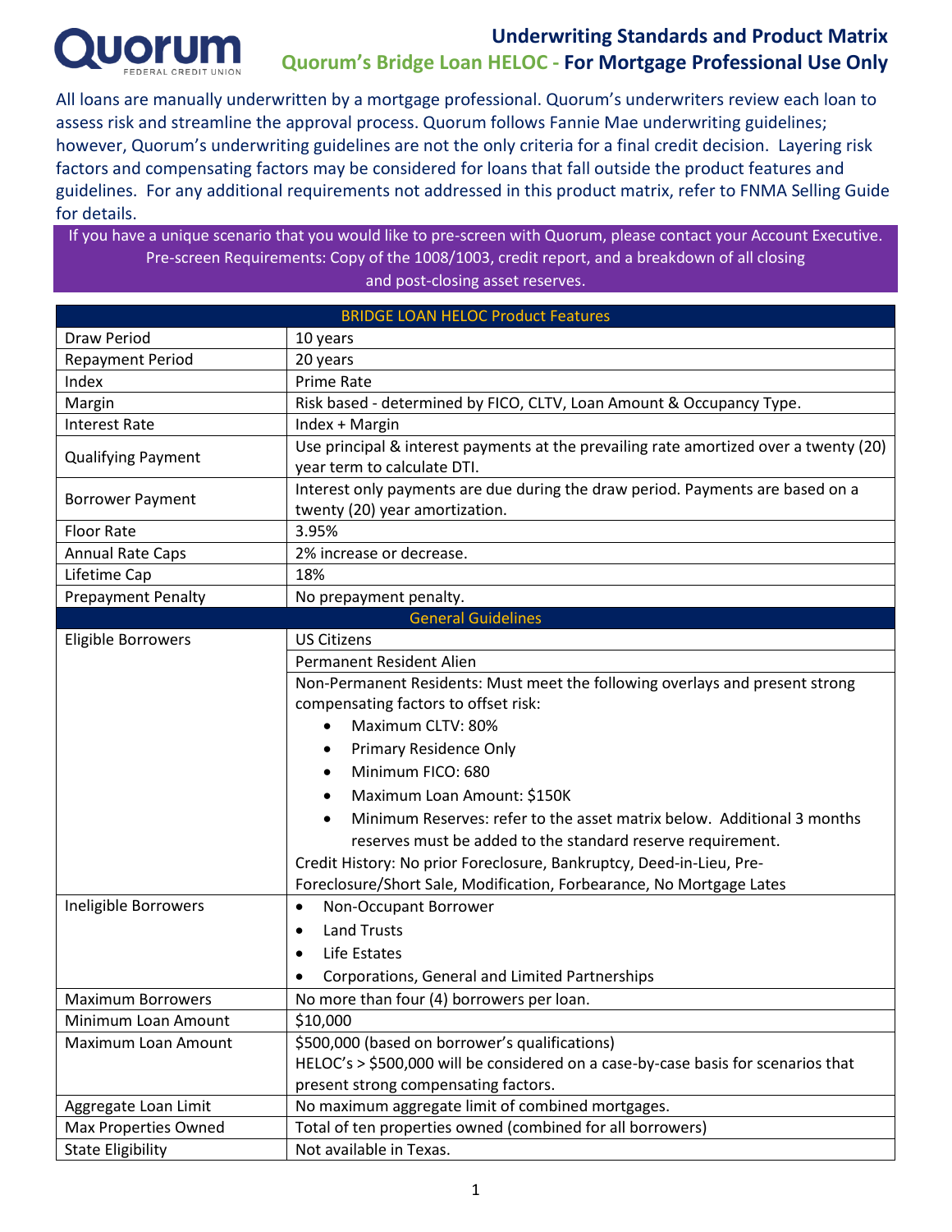# Underwriting Standards and Product Matrix

## Quorum's Bridge Loan HELOC - For Mortgage Professional Use Only

All loans are manually underwritten by a mortgage professional. Quorum's underwriters review each loan to assess risk and streamline the approval process. Quorum follows Fannie Mae underwriting guidelines; however, Quorum's underwriting guidelines are not the only criteria for a final credit decision. Layering risk factors and compensating factors may be considered for loans that fall outside the product features and guidelines. For any additional requirements not addressed in this product matrix, refer to FNMA Selling Guide for details.

If you have a unique scenario that you would like to pre-screen with Quorum, please contact your Account Executive. Pre-screen Requirements: Copy of the 1008/1003, credit report, and a breakdown of all closing and post-closing asset reserves.

| BRIDGE LOAN HELOC Product Features | |
|---|---|
| Draw Period | 10 years |
| Repayment Period | 20 years |
| Index | Prime Rate |
| Margin | Risk based - determined by FICO, CLTV, Loan Amount & Occupancy Type. |
| Interest Rate | Index + Margin |
| Qualifying Payment | Use principal & interest payments at the prevailing rate amortized over a twenty (20) year term to calculate DTI. |
| Borrower Payment | Interest only payments are due during the draw period. Payments are based on a twenty (20) year amortization. |
| Floor Rate | 3.95% |
| Annual Rate Caps | 2% increase or decrease. |
| Lifetime Cap | 18% |
| Prepayment Penalty | No prepayment penalty. |
| **General Guidelines** | |
| Eligible Borrowers | US Citizens |
| | Permanent Resident Alien |
| | Non-Permanent Residents: Must meet the following overlays and present strong compensating factors to offset risk:<br>• Maximum CLTV: 80%<br>• Primary Residence Only<br>• Minimum FICO: 680<br>• Maximum Loan Amount: $150K<br>• Minimum Reserves: refer to the asset matrix below. Additional 3 months reserves must be added to the standard reserve requirement.<br>Credit History: No prior Foreclosure, Bankruptcy, Deed-in-Lieu, Pre-Foreclosure/Short Sale, Modification, Forbearance, No Mortgage Lates |
| Ineligible Borrowers | • Non-Occupant Borrower<br>• Land Trusts<br>• Life Estates<br>• Corporations, General and Limited Partnerships |
| Maximum Borrowers | No more than four (4) borrowers per loan. |
| Minimum Loan Amount | $10,000 |
| Maximum Loan Amount | $500,000 (based on borrower's qualifications)<br>HELOC's > $500,000 will be considered on a case-by-case basis for scenarios that present strong compensating factors. |
| Aggregate Loan Limit | No maximum aggregate limit of combined mortgages. |
| Max Properties Owned | Total of ten properties owned (combined for all borrowers) |
| State Eligibility | Not available in Texas. |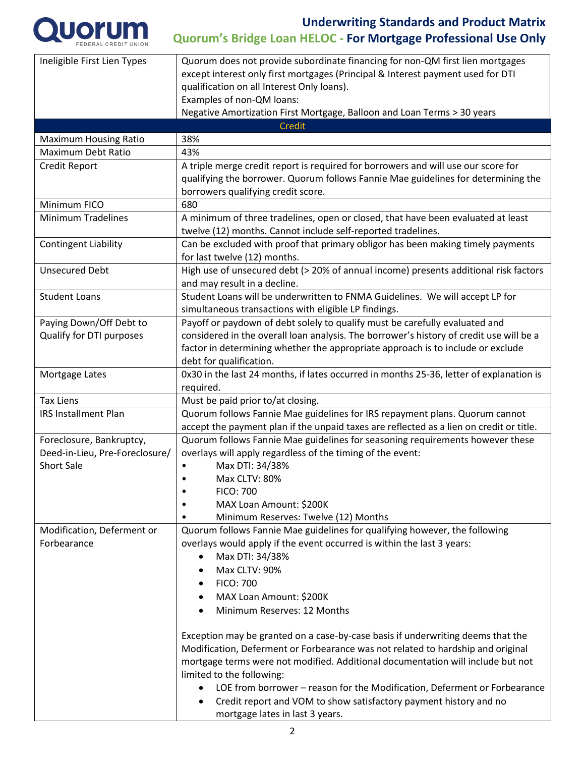| | |
|---|---|
| Ineligible First Lien Types | Quorum does not provide subordinate financing for non-QM first lien mortgages except interest only first mortgages (Principal & Interest payment used for DTI qualification on all Interest Only loans).<br>Examples of non-QM loans:<br>Negative Amortization First Mortgage, Balloon and Loan Terms > 30 years |
| **Credit** | |
| Maximum Housing Ratio | 38% |
| Maximum Debt Ratio | 43% |
| Credit Report | A triple merge credit report is required for borrowers and will use our score for qualifying the borrower. Quorum follows Fannie Mae guidelines for determining the borrowers qualifying credit score. |
| Minimum FICO | 680 |
| Minimum Tradelines | A minimum of three tradelines, open or closed, that have been evaluated at least twelve (12) months. Cannot include self-reported tradelines. |
| Contingent Liability | Can be excluded with proof that primary obligor has been making timely payments for last twelve (12) months. |
| Unsecured Debt | High use of unsecured debt (> 20% of annual income) presents additional risk factors and may result in a decline. |
| Student Loans | Student Loans will be underwritten to FNMA Guidelines. We will accept LP for simultaneous transactions with eligible LP findings. |
| Paying Down/Off Debt to Qualify for DTI purposes | Payoff or paydown of debt solely to qualify must be carefully evaluated and considered in the overall loan analysis. The borrower's history of credit use will be a factor in determining whether the appropriate approach is to include or exclude debt for qualification. |
| Mortgage Lates | 0x30 in the last 24 months, if lates occurred in months 25-36, letter of explanation is required. |
| Tax Liens | Must be paid prior to/at closing. |
| IRS Installment Plan | Quorum follows Fannie Mae guidelines for IRS repayment plans. Quorum cannot accept the payment plan if the unpaid taxes are reflected as a lien on credit or title. |
| Foreclosure, Bankruptcy, Deed-in-Lieu, Pre-Foreclosure/ Short Sale | Quorum follows Fannie Mae guidelines for seasoning requirements however these overlays will apply regardless of the timing of the event:<br>• Max DTI: 34/38%<br>• Max CLTV: 80%<br>• FICO: 700<br>• MAX Loan Amount: $200K<br>• Minimum Reserves: Twelve (12) Months |
| Modification, Deferment or Forbearance | Quorum follows Fannie Mae guidelines for qualifying however, the following overlays would apply if the event occurred is within the last 3 years:<br>• Max DTI: 34/38%<br>• Max CLTV: 90%<br>• FICO: 700<br>• MAX Loan Amount: $200K<br>• Minimum Reserves: 12 Months<br><br>Exception may be granted on a case-by-case basis if underwriting deems that the Modification, Deferment or Forbearance was not related to hardship and original mortgage terms were not modified. Additional documentation will include but not limited to the following:<br>• LOE from borrower – reason for the Modification, Deferment or Forbearance<br>• Credit report and VOM to show satisfactory payment history and no mortgage lates in last 3 years. |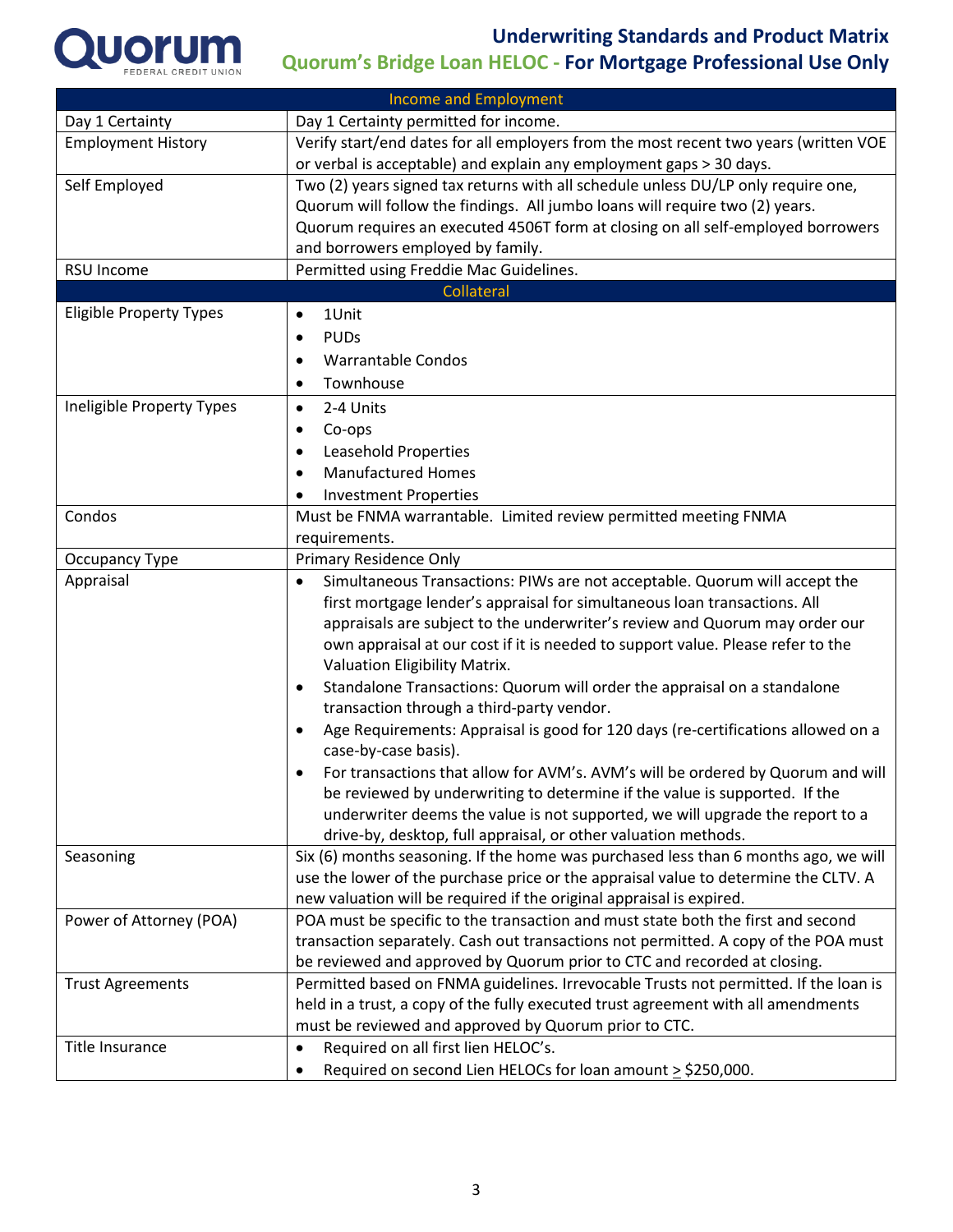# Underwriting Standards and Product Matrix

## Quorum's Bridge Loan HELOC - For Mortgage Professional Use Only

| Income and Employment | |
|---|---|
| Day 1 Certainty | Day 1 Certainty permitted for income. |
| Employment History | Verify start/end dates for all employers from the most recent two years (written VOE or verbal is acceptable) and explain any employment gaps > 30 days. |
| Self Employed | Two (2) years signed tax returns with all schedule unless DU/LP only require one, Quorum will follow the findings. All jumbo loans will require two (2) years. Quorum requires an executed 4506T form at closing on all self-employed borrowers and borrowers employed by family. |
| RSU Income | Permitted using Freddie Mac Guidelines. |
| **Collateral** | |
| Eligible Property Types | • 1Unit<br>• PUDs<br>• Warrantable Condos<br>• Townhouse |
| Ineligible Property Types | • 2-4 Units<br>• Co-ops<br>• Leasehold Properties<br>• Manufactured Homes<br>• Investment Properties |
| Condos | Must be FNMA warrantable. Limited review permitted meeting FNMA requirements. |
| Occupancy Type | Primary Residence Only |
| Appraisal | • Simultaneous Transactions: PIWs are not acceptable. Quorum will accept the first mortgage lender's appraisal for simultaneous loan transactions. All appraisals are subject to the underwriter's review and Quorum may order our own appraisal at our cost if it is needed to support value. Please refer to the Valuation Eligibility Matrix.<br>• Standalone Transactions: Quorum will order the appraisal on a standalone transaction through a third-party vendor.<br>• Age Requirements: Appraisal is good for 120 days (re-certifications allowed on a case-by-case basis).<br>• For transactions that allow for AVM's. AVM's will be ordered by Quorum and will be reviewed by underwriting to determine if the value is supported. If the underwriter deems the value is not supported, we will upgrade the report to a drive-by, desktop, full appraisal, or other valuation methods. |
| Seasoning | Six (6) months seasoning. If the home was purchased less than 6 months ago, we will use the lower of the purchase price or the appraisal value to determine the CLTV. A new valuation will be required if the original appraisal is expired. |
| Power of Attorney (POA) | POA must be specific to the transaction and must state both the first and second transaction separately. Cash out transactions not permitted. A copy of the POA must be reviewed and approved by Quorum prior to CTC and recorded at closing. |
| Trust Agreements | Permitted based on FNMA guidelines. Irrevocable Trusts not permitted. If the loan is held in a trust, a copy of the fully executed trust agreement with all amendments must be reviewed and approved by Quorum prior to CTC. |
| Title Insurance | • Required on all first lien HELOC's.<br>• Required on second Lien HELOCs for loan amount ≥ $250,000. |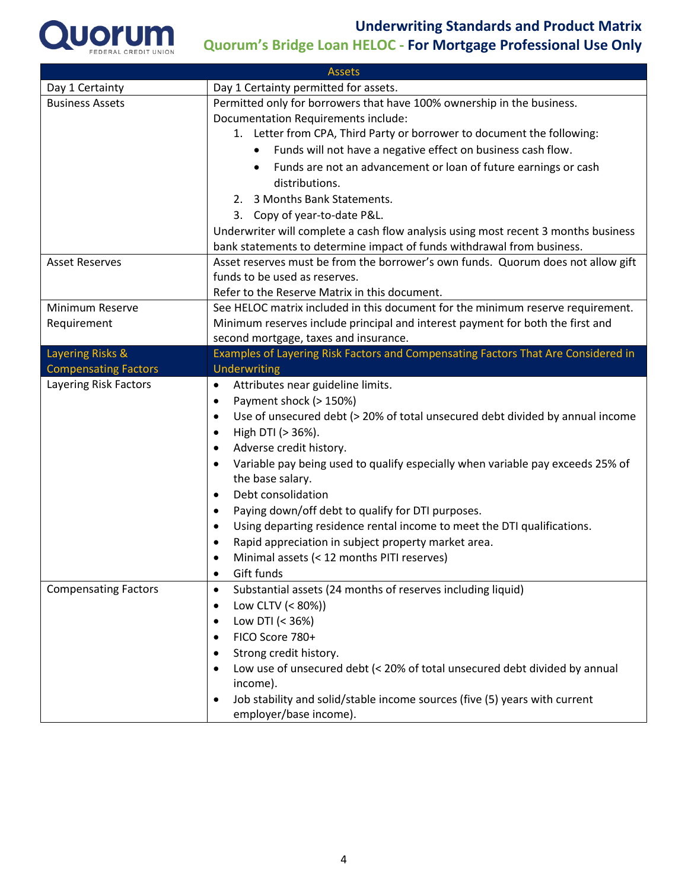| Assets | |
|---|---|
| Day 1 Certainty | Day 1 Certainty permitted for assets. |
| Business Assets | Permitted only for borrowers that have 100% ownership in the business.<br>Documentation Requirements include:<br>1. Letter from CPA, Third Party or borrower to document the following:<br>• Funds will not have a negative effect on business cash flow.<br>• Funds are not an advancement or loan of future earnings or cash distributions.<br>2. 3 Months Bank Statements.<br>3. Copy of year-to-date P&L.<br>Underwriter will complete a cash flow analysis using most recent 3 months business bank statements to determine impact of funds withdrawal from business. |
| Asset Reserves | Asset reserves must be from the borrower's own funds. Quorum does not allow gift funds to be used as reserves.<br>Refer to the Reserve Matrix in this document. |
| Minimum Reserve Requirement | See HELOC matrix included in this document for the minimum reserve requirement. Minimum reserves include principal and interest payment for both the first and second mortgage, taxes and insurance. |
| **Layering Risks & Compensating Factors** | **Examples of Layering Risk Factors and Compensating Factors That Are Considered in Underwriting** |
| Layering Risk Factors | • Attributes near guideline limits.<br>• Payment shock (> 150%)<br>• Use of unsecured debt (> 20% of total unsecured debt divided by annual income<br>• High DTI (> 36%).<br>• Adverse credit history.<br>• Variable pay being used to qualify especially when variable pay exceeds 25% of the base salary.<br>• Debt consolidation<br>• Paying down/off debt to qualify for DTI purposes.<br>• Using departing residence rental income to meet the DTI qualifications.<br>• Rapid appreciation in subject property market area.<br>• Minimal assets (< 12 months PITI reserves)<br>• Gift funds |
| Compensating Factors | • Substantial assets (24 months of reserves including liquid)<br>• Low CLTV (< 80%))<br>• Low DTI (< 36%)<br>• FICO Score 780+<br>• Strong credit history.<br>• Low use of unsecured debt (< 20% of total unsecured debt divided by annual income).<br>• Job stability and solid/stable income sources (five (5) years with current employer/base income). |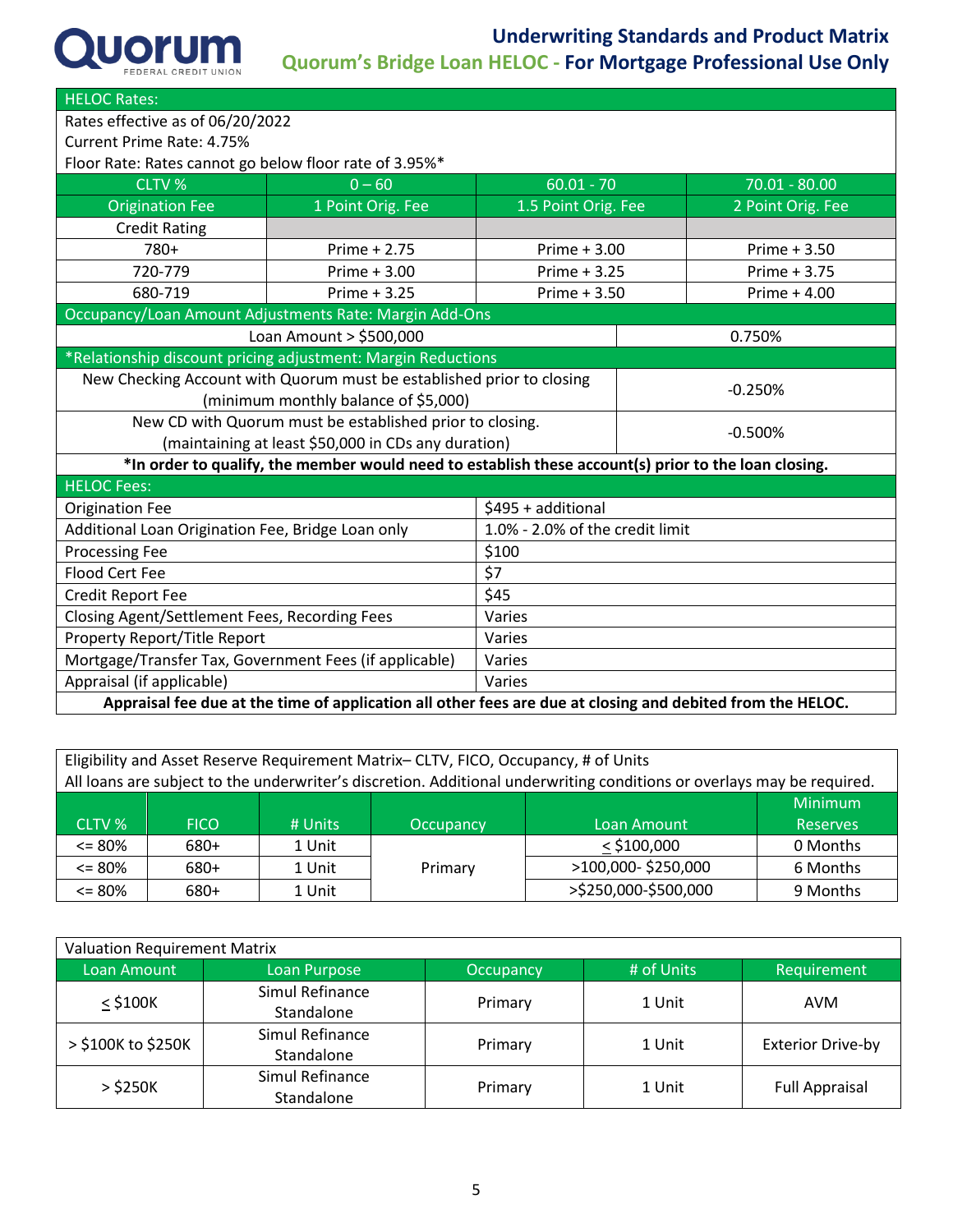# Underwriting Standards and Product Matrix

## Quorum's Bridge Loan HELOC - For Mortgage Professional Use Only

**HELOC Rates:**

Rates effective as of 06/20/2022
Current Prime Rate: 4.75%
Floor Rate: Rates cannot go below floor rate of 3.95%*

| CLTV % | 0 – 60 | 60.01 - 70 | 70.01 - 80.00 |
|---|---|---|---|
| Origination Fee | 1 Point Orig. Fee | 1.5 Point Orig. Fee | 2 Point Orig. Fee |
| Credit Rating | | | |
| 780+ | Prime + 2.75 | Prime + 3.00 | Prime + 3.50 |
| 720-779 | Prime + 3.00 | Prime + 3.25 | Prime + 3.75 |
| 680-719 | Prime + 3.25 | Prime + 3.50 | Prime + 4.00 |

**Occupancy/Loan Amount Adjustments Rate: Margin Add-Ons**

| Adjustment | Margin |
|---|---|
| Loan Amount > $500,000 | 0.750% |

***Relationship discount pricing adjustment: Margin Reductions**

| Requirement | Margin |
|---|---|
| New Checking Account with Quorum must be established prior to closing (minimum monthly balance of $5,000) | -0.250% |
| New CD with Quorum must be established prior to closing. (maintaining at least $50,000 in CDs any duration) | -0.500% |

**\*In order to qualify, the member would need to establish these account(s) prior to the loan closing.**

**HELOC Fees:**

| Fee | Amount |
|---|---|
| Origination Fee | $495 + additional |
| Additional Loan Origination Fee, Bridge Loan only | 1.0% - 2.0% of the credit limit |
| Processing Fee | $100 |
| Flood Cert Fee | $7 |
| Credit Report Fee | $45 |
| Closing Agent/Settlement Fees, Recording Fees | Varies |
| Property Report/Title Report | Varies |
| Mortgage/Transfer Tax, Government Fees (if applicable) | Varies |
| Appraisal (if applicable) | Varies |

**Appraisal fee due at the time of application all other fees are due at closing and debited from the HELOC.**

Eligibility and Asset Reserve Requirement Matrix– CLTV, FICO, Occupancy, # of Units
All loans are subject to the underwriter's discretion. Additional underwriting conditions or overlays may be required.

| CLTV % | FICO | # Units | Occupancy | Loan Amount | Minimum Reserves |
|---|---|---|---|---|---|
| <= 80% | 680+ | 1 Unit | Primary | < $100,000 | 0 Months |
| <= 80% | 680+ | 1 Unit | Primary | >100,000- $250,000 | 6 Months |
| <= 80% | 680+ | 1 Unit | Primary | >$250,000-$500,000 | 9 Months |

Valuation Requirement Matrix

| Loan Amount | Loan Purpose | Occupancy | # of Units | Requirement |
|---|---|---|---|---|
| < $100K | Simul Refinance Standalone | Primary | 1 Unit | AVM |
| > $100K to $250K | Simul Refinance Standalone | Primary | 1 Unit | Exterior Drive-by |
| > $250K | Simul Refinance Standalone | Primary | 1 Unit | Full Appraisal |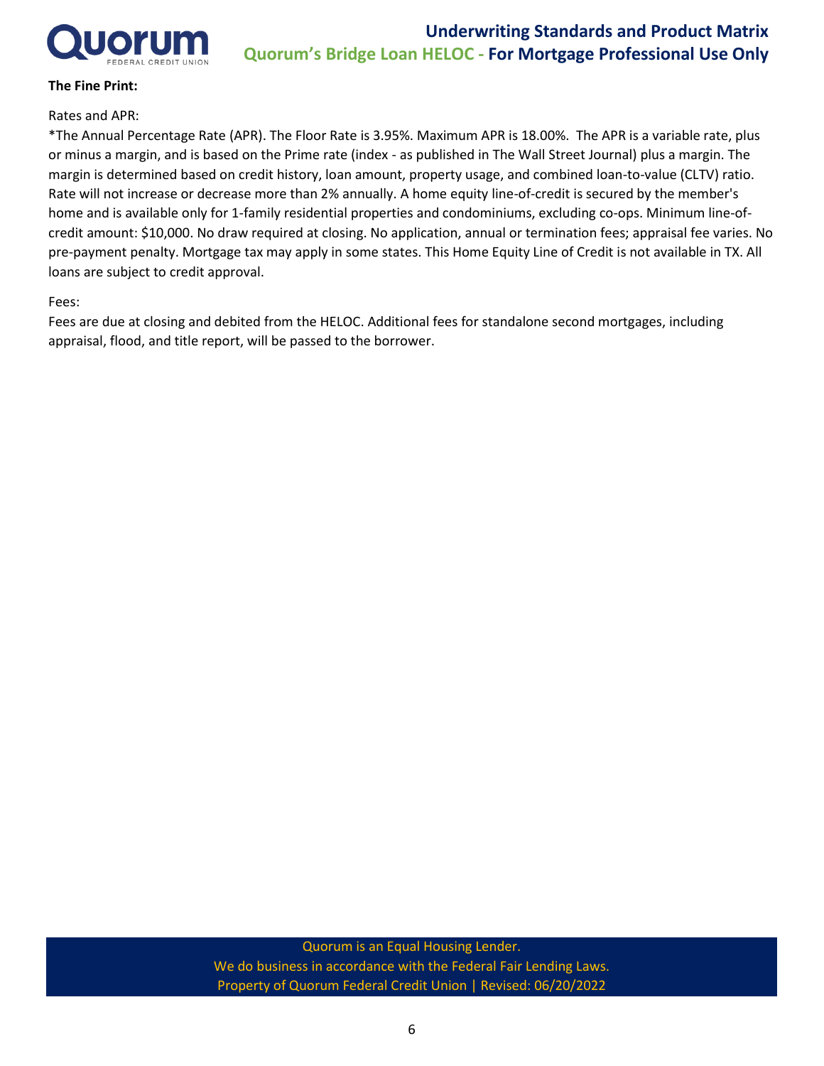**The Fine Print:**

Rates and APR:

*The Annual Percentage Rate (APR). The Floor Rate is 3.95%. Maximum APR is 18.00%. The APR is a variable rate, plus or minus a margin, and is based on the Prime rate (index - as published in The Wall Street Journal) plus a margin. The margin is determined based on credit history, loan amount, property usage, and combined loan-to-value (CLTV) ratio. Rate will not increase or decrease more than 2% annually. A home equity line-of-credit is secured by the member's home and is available only for 1-family residential properties and condominiums, excluding co-ops. Minimum line-of-credit amount: $10,000. No draw required at closing. No application, annual or termination fees; appraisal fee varies. No pre-payment penalty. Mortgage tax may apply in some states. This Home Equity Line of Credit is not available in TX. All loans are subject to credit approval.

Fees:

Fees are due at closing and debited from the HELOC. Additional fees for standalone second mortgages, including appraisal, flood, and title report, will be passed to the borrower.